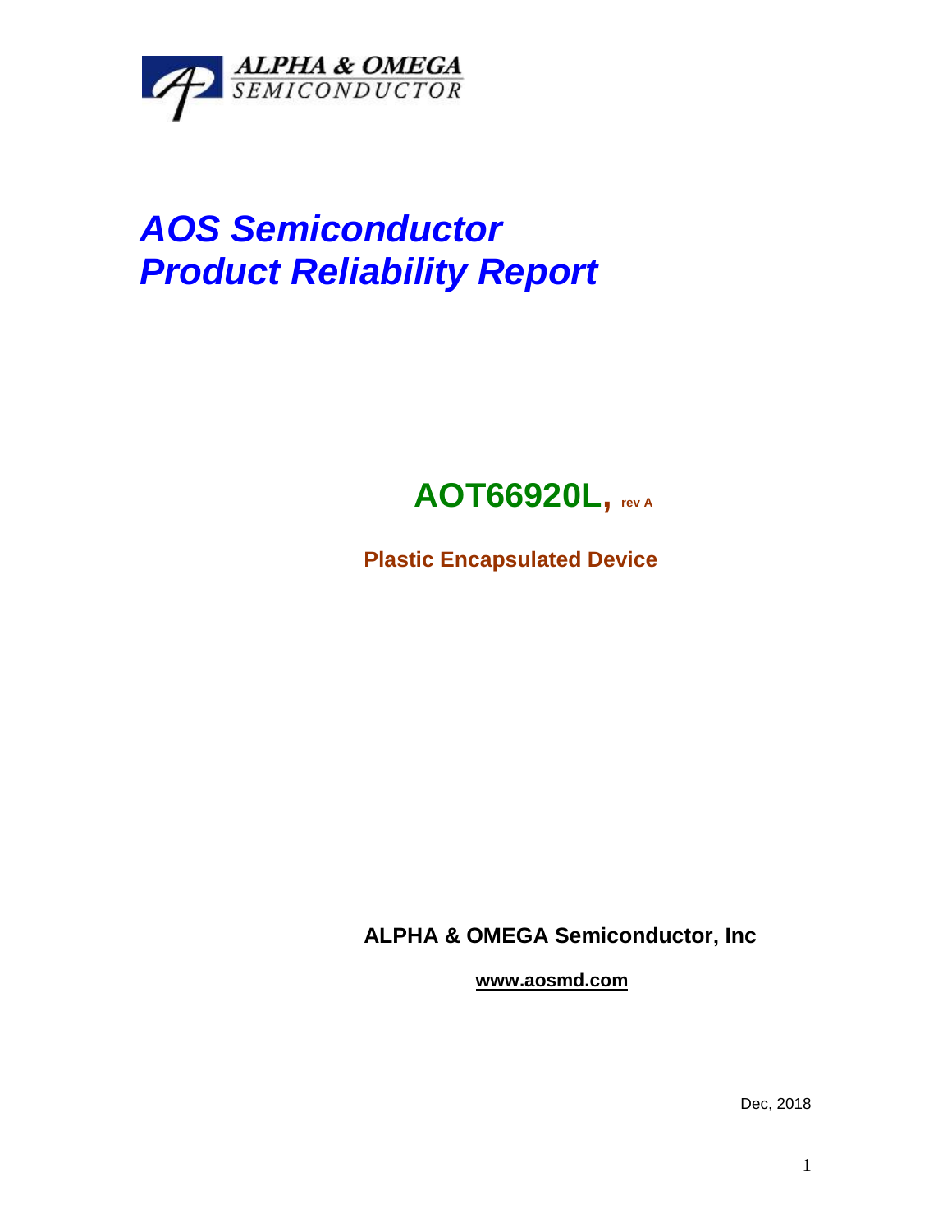ALPHA & OMEGA
SEMICONDUCTOR

# *AOS Semiconductor*
# *Product Reliability Report*

## AOT66920L, rev A

**Plastic Encapsulated Device**

**ALPHA & OMEGA Semiconductor, Inc**

**www.aosmd.com**

Dec, 2018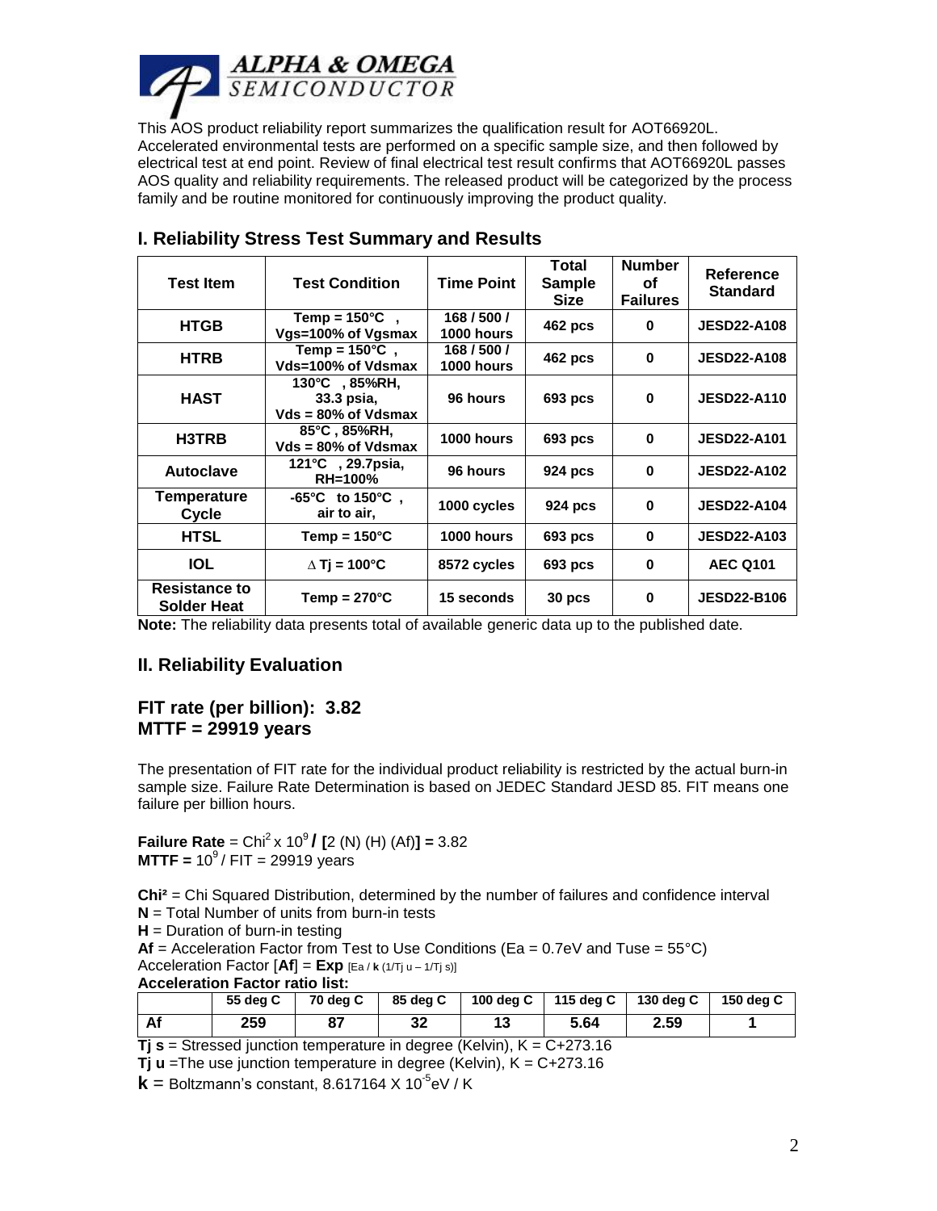This AOS product reliability report summarizes the qualification result for AOT66920L. Accelerated environmental tests are performed on a specific sample size, and then followed by electrical test at end point. Review of final electrical test result confirms that AOT66920L passes AOS quality and reliability requirements. The released product will be categorized by the process family and be routine monitored for continuously improving the product quality.

## I. Reliability Stress Test Summary and Results

| Test Item | Test Condition | Time Point | Total Sample Size | Number of Failures | Reference Standard |
|---|---|---|---|---|---|
| HTGB | Temp = 150°C , Vgs=100% of Vgsmax | 168 / 500 / 1000 hours | 462 pcs | 0 | JESD22-A108 |
| HTRB | Temp = 150°C , Vds=100% of Vdsmax | 168 / 500 / 1000 hours | 462 pcs | 0 | JESD22-A108 |
| HAST | 130°C , 85%RH, 33.3 psia, Vds = 80% of Vdsmax | 96 hours | 693 pcs | 0 | JESD22-A110 |
| H3TRB | 85°C , 85%RH, Vds = 80% of Vdsmax | 1000 hours | 693 pcs | 0 | JESD22-A101 |
| Autoclave | 121°C , 29.7psia, RH=100% | 96 hours | 924 pcs | 0 | JESD22-A102 |
| Temperature Cycle | -65°C to 150°C , air to air, | 1000 cycles | 924 pcs | 0 | JESD22-A104 |
| HTSL | Temp = 150°C | 1000 hours | 693 pcs | 0 | JESD22-A103 |
| IOL | $\Delta$ Tj = 100°C | 8572 cycles | 693 pcs | 0 | AEC Q101 |
| Resistance to Solder Heat | Temp = 270°C | 15 seconds | 30 pcs | 0 | JESD22-B106 |

**Note:** The reliability data presents total of available generic data up to the published date.

## II. Reliability Evaluation

### FIT rate (per billion): 3.82
### MTTF = 29919 years

The presentation of FIT rate for the individual product reliability is restricted by the actual burn-in sample size. Failure Rate Determination is based on JEDEC Standard JESD 85. FIT means one failure per billion hours.

**Failure Rate** = $Chi^2 \times 10^9$ **/ [**2 (N) (H) (Af)**] =** 3.82
**MTTF =** $10^9$ / FIT = 29919 years

**Chi²** = Chi Squared Distribution, determined by the number of failures and confidence interval
**N** = Total Number of units from burn-in tests
**H** = Duration of burn-in testing
**Af** = Acceleration Factor from Test to Use Conditions (Ea = 0.7eV and Tuse = 55°C)
Acceleration Factor [**Af**] = **Exp** [Ea / **k** (1/Tj u – 1/Tj s)]

**Acceleration Factor ratio list:**

| | 55 deg C | 70 deg C | 85 deg C | 100 deg C | 115 deg C | 130 deg C | 150 deg C |
|---|---|---|---|---|---|---|---|
| Af | 259 | 87 | 32 | 13 | 5.64 | 2.59 | 1 |

**Tj s** = Stressed junction temperature in degree (Kelvin), K = C+273.16
**Tj u** =The use junction temperature in degree (Kelvin), K = C+273.16
**k** = Boltzmann's constant, 8.617164 X $10^{-5}$eV / K